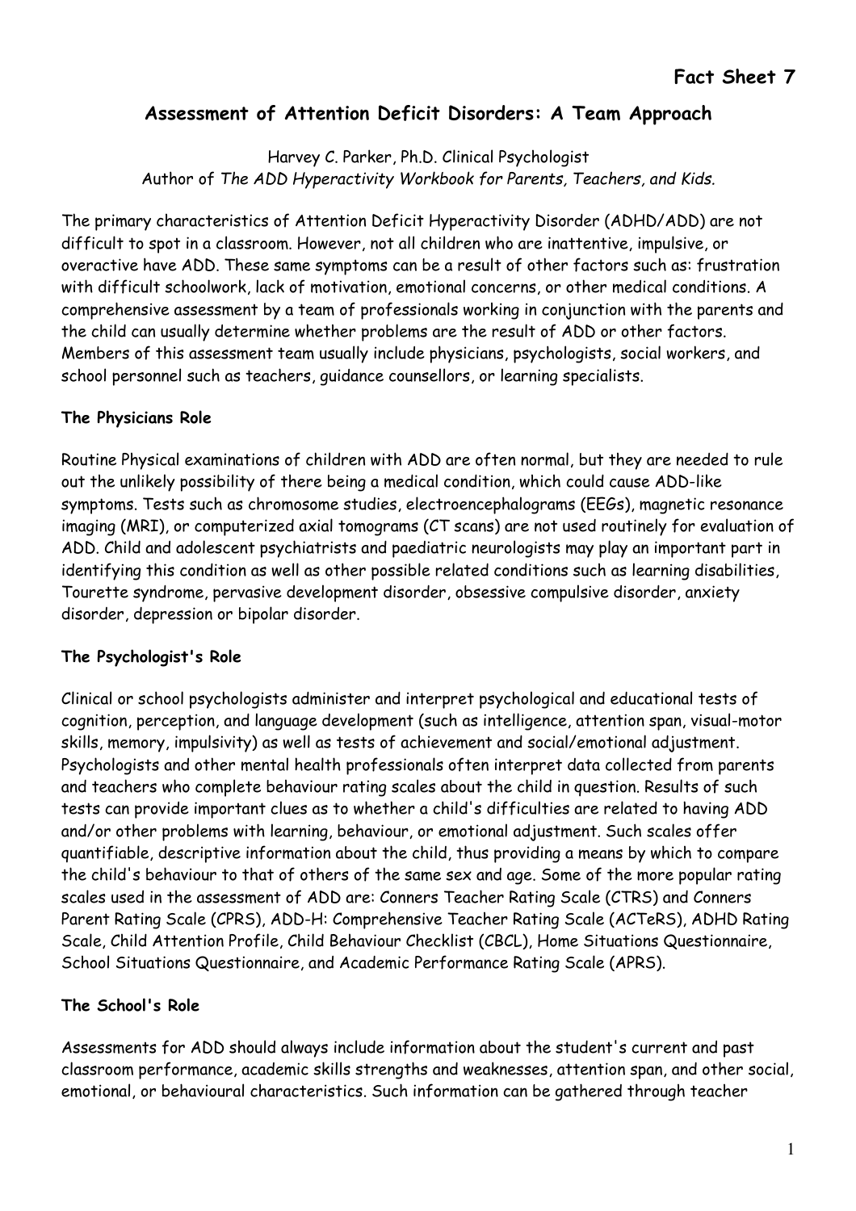**Fact Sheet 7**

# Assessment of Attention Deficit Disorders: A Team Approach

Harvey C. Parker, Ph.D. Clinical Psychologist
Author of *The ADD Hyperactivity Workbook for Parents, Teachers, and Kids.*

The primary characteristics of Attention Deficit Hyperactivity Disorder (ADHD/ADD) are not difficult to spot in a classroom. However, not all children who are inattentive, impulsive, or overactive have ADD. These same symptoms can be a result of other factors such as: frustration with difficult schoolwork, lack of motivation, emotional concerns, or other medical conditions. A comprehensive assessment by a team of professionals working in conjunction with the parents and the child can usually determine whether problems are the result of ADD or other factors. Members of this assessment team usually include physicians, psychologists, social workers, and school personnel such as teachers, guidance counsellors, or learning specialists.

**The Physicians Role**

Routine Physical examinations of children with ADD are often normal, but they are needed to rule out the unlikely possibility of there being a medical condition, which could cause ADD-like symptoms. Tests such as chromosome studies, electroencephalograms (EEGs), magnetic resonance imaging (MRI), or computerized axial tomograms (CT scans) are not used routinely for evaluation of ADD. Child and adolescent psychiatrists and paediatric neurologists may play an important part in identifying this condition as well as other possible related conditions such as learning disabilities, Tourette syndrome, pervasive development disorder, obsessive compulsive disorder, anxiety disorder, depression or bipolar disorder.

**The Psychologist's Role**

Clinical or school psychologists administer and interpret psychological and educational tests of cognition, perception, and language development (such as intelligence, attention span, visual-motor skills, memory, impulsivity) as well as tests of achievement and social/emotional adjustment. Psychologists and other mental health professionals often interpret data collected from parents and teachers who complete behaviour rating scales about the child in question. Results of such tests can provide important clues as to whether a child's difficulties are related to having ADD and/or other problems with learning, behaviour, or emotional adjustment. Such scales offer quantifiable, descriptive information about the child, thus providing a means by which to compare the child's behaviour to that of others of the same sex and age. Some of the more popular rating scales used in the assessment of ADD are: Conners Teacher Rating Scale (CTRS) and Conners Parent Rating Scale (CPRS), ADD-H: Comprehensive Teacher Rating Scale (ACTeRS), ADHD Rating Scale, Child Attention Profile, Child Behaviour Checklist (CBCL), Home Situations Questionnaire, School Situations Questionnaire, and Academic Performance Rating Scale (APRS).

**The School's Role**

Assessments for ADD should always include information about the student's current and past classroom performance, academic skills strengths and weaknesses, attention span, and other social, emotional, or behavioural characteristics. Such information can be gathered through teacher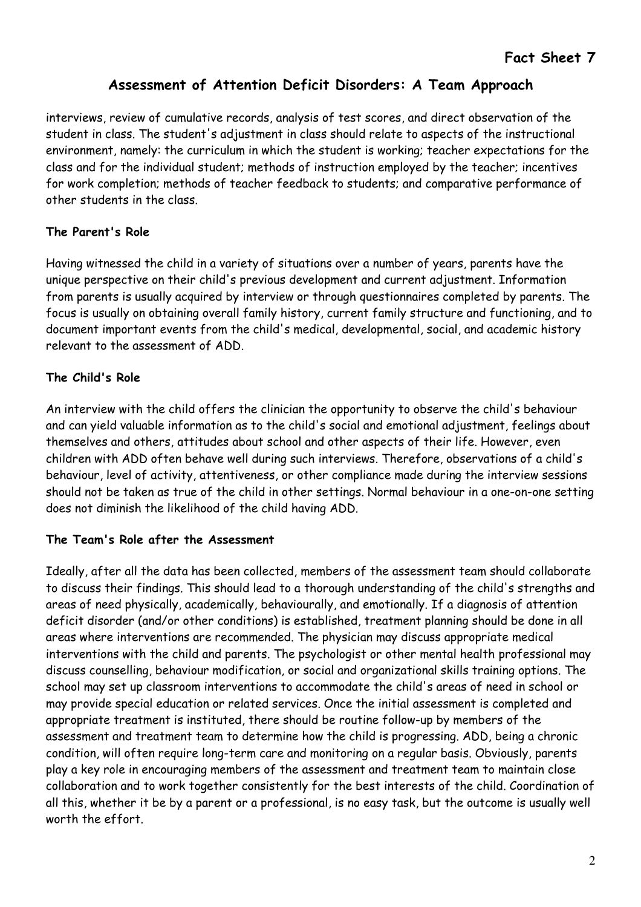interviews, review of cumulative records, analysis of test scores, and direct observation of the student in class. The student's adjustment in class should relate to aspects of the instructional environment, namely: the curriculum in which the student is working; teacher expectations for the class and for the individual student; methods of instruction employed by the teacher; incentives for work completion; methods of teacher feedback to students; and comparative performance of other students in the class.

**The Parent's Role**

Having witnessed the child in a variety of situations over a number of years, parents have the unique perspective on their child's previous development and current adjustment. Information from parents is usually acquired by interview or through questionnaires completed by parents. The focus is usually on obtaining overall family history, current family structure and functioning, and to document important events from the child's medical, developmental, social, and academic history relevant to the assessment of ADD.

**The Child's Role**

An interview with the child offers the clinician the opportunity to observe the child's behaviour and can yield valuable information as to the child's social and emotional adjustment, feelings about themselves and others, attitudes about school and other aspects of their life. However, even children with ADD often behave well during such interviews. Therefore, observations of a child's behaviour, level of activity, attentiveness, or other compliance made during the interview sessions should not be taken as true of the child in other settings. Normal behaviour in a one-on-one setting does not diminish the likelihood of the child having ADD.

**The Team's Role after the Assessment**

Ideally, after all the data has been collected, members of the assessment team should collaborate to discuss their findings. This should lead to a thorough understanding of the child's strengths and areas of need physically, academically, behaviourally, and emotionally. If a diagnosis of attention deficit disorder (and/or other conditions) is established, treatment planning should be done in all areas where interventions are recommended. The physician may discuss appropriate medical interventions with the child and parents. The psychologist or other mental health professional may discuss counselling, behaviour modification, or social and organizational skills training options. The school may set up classroom interventions to accommodate the child's areas of need in school or may provide special education or related services. Once the initial assessment is completed and appropriate treatment is instituted, there should be routine follow-up by members of the assessment and treatment team to determine how the child is progressing. ADD, being a chronic condition, will often require long-term care and monitoring on a regular basis. Obviously, parents play a key role in encouraging members of the assessment and treatment team to maintain close collaboration and to work together consistently for the best interests of the child. Coordination of all this, whether it be by a parent or a professional, is no easy task, but the outcome is usually well worth the effort.